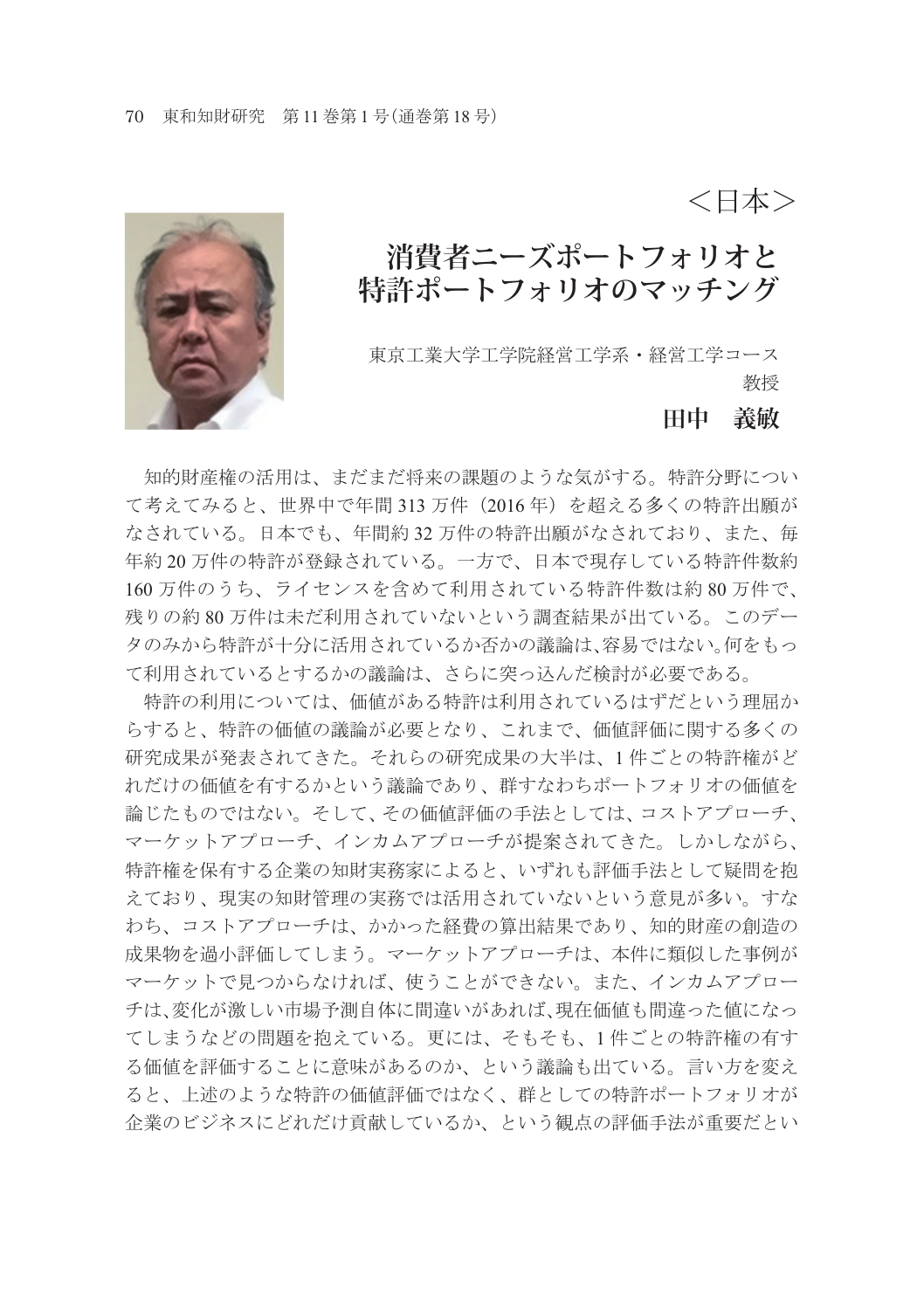<日本>

# 消費者ニーズポートフォリオと特許ポートフォリオのマッチング

東京工業大学工学院経営工学系・経営工学コース
教授

**田中　義敏**

知的財産権の活用は、まだまだ将来の課題のような気がする。特許分野について考えてみると、世界中で年間 313 万件（2016 年）を超える多くの特許出願がなされている。日本でも、年間約 32 万件の特許出願がなされており、また、毎年約 20 万件の特許が登録されている。一方で、日本で現存している特許件数約 160 万件のうち、ライセンスを含めて利用されている特許件数は約 80 万件で、残りの約 80 万件は未だ利用されていないという調査結果が出ている。このデータのみから特許が十分に活用されているか否かの議論は、容易ではない。何をもって利用されているとするかの議論は、さらに突っ込んだ検討が必要である。

特許の利用については、価値がある特許は利用されているはずだという理屈からすると、特許の価値の議論が必要となり、これまで、価値評価に関する多くの研究成果が発表されてきた。それらの研究成果の大半は、1 件ごとの特許権がどれだけの価値を有するかという議論であり、群すなわちポートフォリオの価値を論じたものではない。そして、その価値評価の手法としては、コストアプローチ、マーケットアプローチ、インカムアプローチが提案されてきた。しかしながら、特許権を保有する企業の知財実務家によると、いずれも評価手法として疑問を抱えており、現実の知財管理の実務では活用されていないという意見が多い。すなわち、コストアプローチは、かかった経費の算出結果であり、知的財産の創造の成果物を過小評価してしまう。マーケットアプローチは、本件に類似した事例がマーケットで見つからなければ、使うことができない。また、インカムアプローチは、変化が激しい市場予測自体に間違いがあれば、現在価値も間違った値になってしまうなどの問題を抱えている。更には、そもそも、1 件ごとの特許権の有する価値を評価することに意味があるのか、という議論も出ている。言い方を変えると、上述のような特許の価値評価ではなく、群としての特許ポートフォリオが企業のビジネスにどれだけ貢献しているか、という観点の評価手法が重要だとい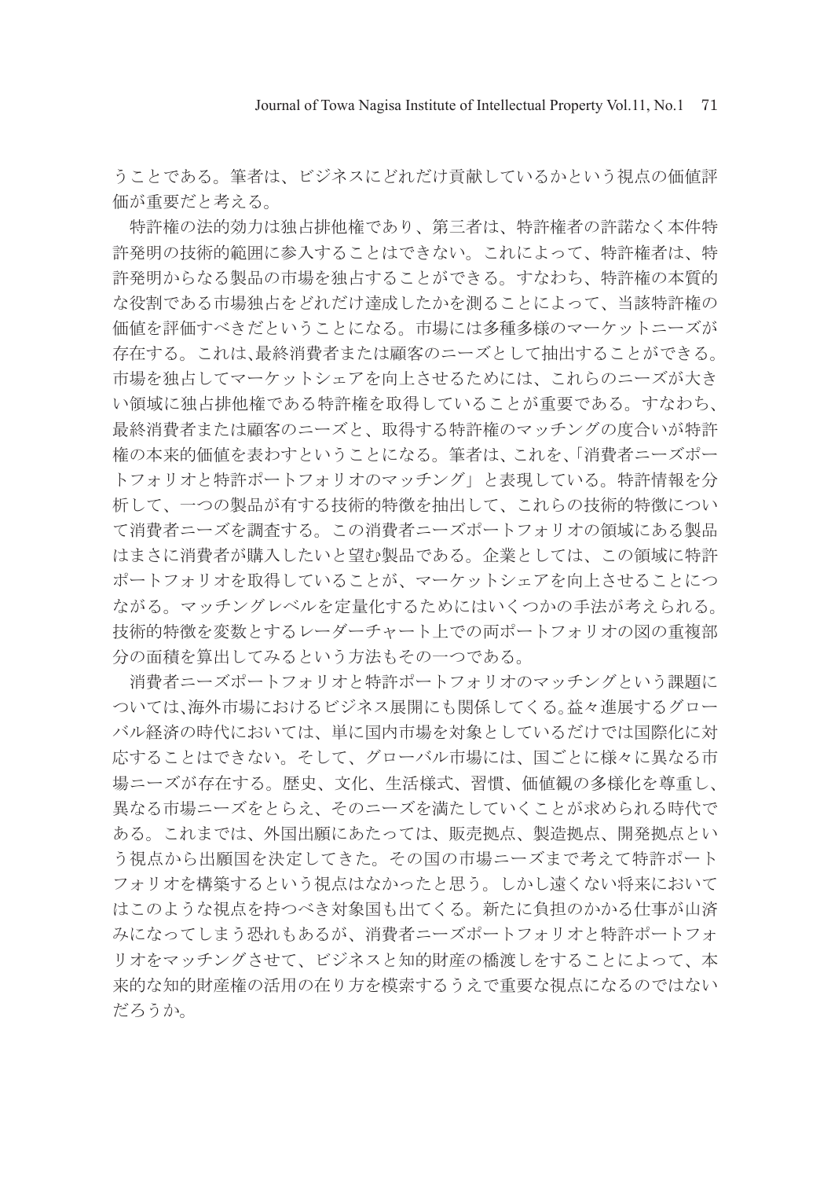うことである。筆者は、ビジネスにどれだけ貢献しているかという視点の価値評価が重要だと考える。

特許権の法的効力は独占排他権であり、第三者は、特許権者の許諾なく本件特許発明の技術的範囲に参入することはできない。これによって、特許権者は、特許発明からなる製品の市場を独占することができる。すなわち、特許権の本質的な役割である市場独占をどれだけ達成したかを測ることによって、当該特許権の価値を評価すべきだということになる。市場には多種多様のマーケットニーズが存在する。これは、最終消費者または顧客のニーズとして抽出することができる。市場を独占してマーケットシェアを向上させるためには、これらのニーズが大きい領域に独占排他権である特許権を取得していることが重要である。すなわち、最終消費者または顧客のニーズと、取得する特許権のマッチングの度合いが特許権の本来的価値を表わすということになる。筆者は、これを、「消費者ニーズポートフォリオと特許ポートフォリオのマッチング」と表現している。特許情報を分析して、一つの製品が有する技術的特徴を抽出して、これらの技術的特徴について消費者ニーズを調査する。この消費者ニーズポートフォリオの領域にある製品はまさに消費者が購入したいと望む製品である。企業としては、この領域に特許ポートフォリオを取得していることが、マーケットシェアを向上させることにつながる。マッチングレベルを定量化するためにはいくつかの手法が考えられる。技術的特徴を変数とするレーダーチャート上での両ポートフォリオの図の重複部分の面積を算出してみるという方法もその一つである。

消費者ニーズポートフォリオと特許ポートフォリオのマッチングという課題については、海外市場におけるビジネス展開にも関係してくる。益々進展するグローバル経済の時代においては、単に国内市場を対象としているだけでは国際化に対応することはできない。そして、グローバル市場には、国ごとに様々に異なる市場ニーズが存在する。歴史、文化、生活様式、習慣、価値観の多様化を尊重し、異なる市場ニーズをとらえ、そのニーズを満たしていくことが求められる時代である。これまでは、外国出願にあたっては、販売拠点、製造拠点、開発拠点という視点から出願国を決定してきた。その国の市場ニーズまで考えて特許ポートフォリオを構築するという視点はなかったと思う。しかし遠くない将来においてはこのような視点を持つべき対象国も出てくる。新たに負担のかかる仕事が山済みになってしまう恐れもあるが、消費者ニーズポートフォリオと特許ポートフォリオをマッチングさせて、ビジネスと知的財産の橋渡しをすることによって、本来的な知的財産権の活用の在り方を模索するうえで重要な視点になるのではないだろうか。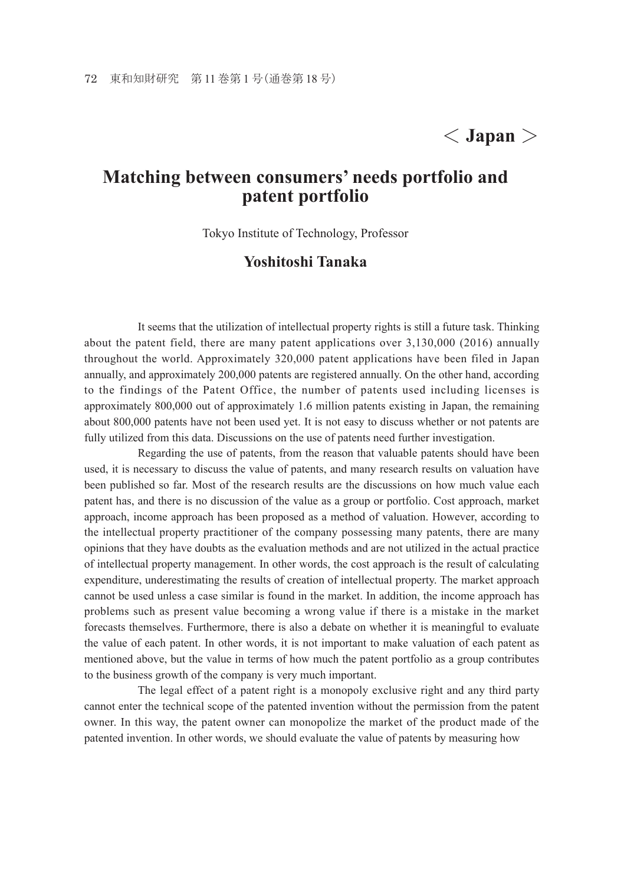< Japan >

# Matching between consumers' needs portfolio and patent portfolio

Tokyo Institute of Technology, Professor

**Yoshitoshi Tanaka**

It seems that the utilization of intellectual property rights is still a future task. Thinking about the patent field, there are many patent applications over 3,130,000 (2016) annually throughout the world. Approximately 320,000 patent applications have been filed in Japan annually, and approximately 200,000 patents are registered annually. On the other hand, according to the findings of the Patent Office, the number of patents used including licenses is approximately 800,000 out of approximately 1.6 million patents existing in Japan, the remaining about 800,000 patents have not been used yet. It is not easy to discuss whether or not patents are fully utilized from this data. Discussions on the use of patents need further investigation.

Regarding the use of patents, from the reason that valuable patents should have been used, it is necessary to discuss the value of patents, and many research results on valuation have been published so far. Most of the research results are the discussions on how much value each patent has, and there is no discussion of the value as a group or portfolio. Cost approach, market approach, income approach has been proposed as a method of valuation. However, according to the intellectual property practitioner of the company possessing many patents, there are many opinions that they have doubts as the evaluation methods and are not utilized in the actual practice of intellectual property management. In other words, the cost approach is the result of calculating expenditure, underestimating the results of creation of intellectual property. The market approach cannot be used unless a case similar is found in the market. In addition, the income approach has problems such as present value becoming a wrong value if there is a mistake in the market forecasts themselves. Furthermore, there is also a debate on whether it is meaningful to evaluate the value of each patent. In other words, it is not important to make valuation of each patent as mentioned above, but the value in terms of how much the patent portfolio as a group contributes to the business growth of the company is very much important.

The legal effect of a patent right is a monopoly exclusive right and any third party cannot enter the technical scope of the patented invention without the permission from the patent owner. In this way, the patent owner can monopolize the market of the product made of the patented invention. In other words, we should evaluate the value of patents by measuring how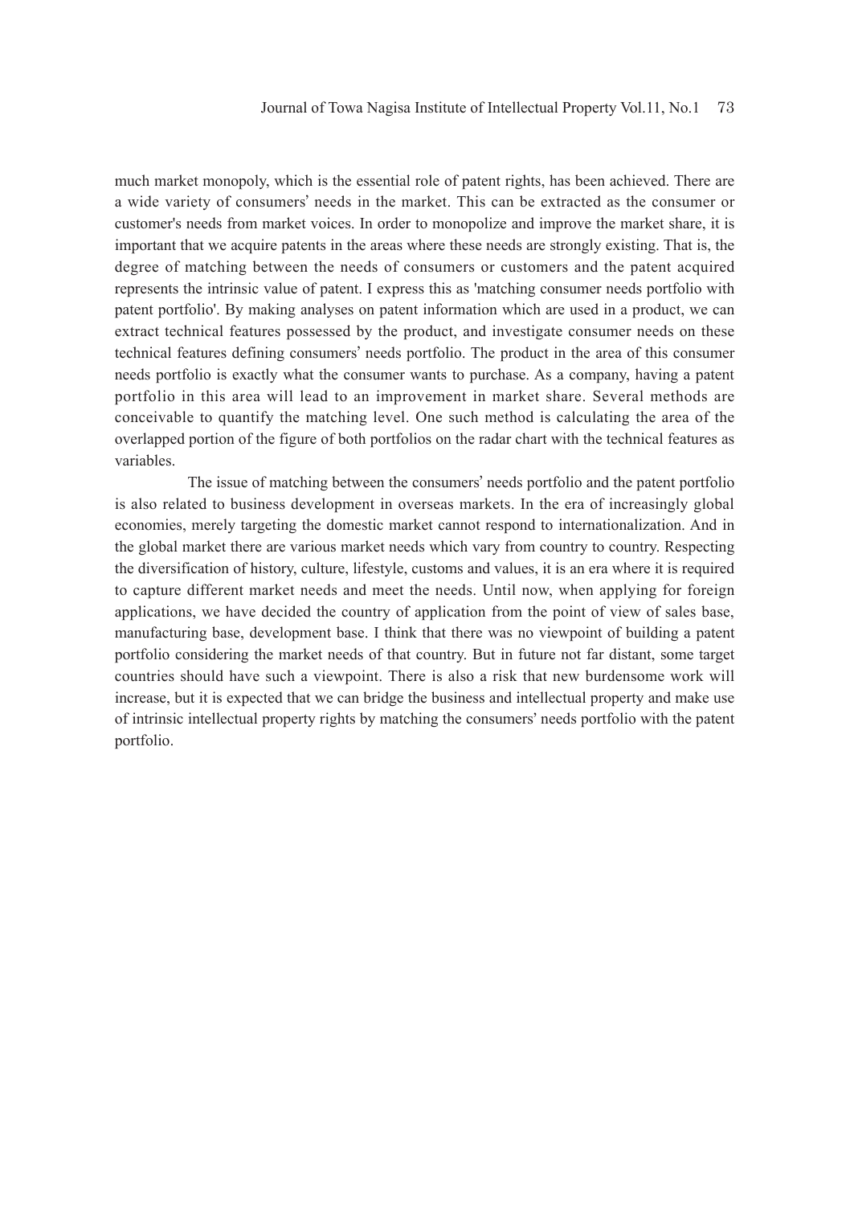much market monopoly, which is the essential role of patent rights, has been achieved. There are a wide variety of consumers' needs in the market. This can be extracted as the consumer or customer's needs from market voices. In order to monopolize and improve the market share, it is important that we acquire patents in the areas where these needs are strongly existing. That is, the degree of matching between the needs of consumers or customers and the patent acquired represents the intrinsic value of patent. I express this as 'matching consumer needs portfolio with patent portfolio'. By making analyses on patent information which are used in a product, we can extract technical features possessed by the product, and investigate consumer needs on these technical features defining consumers' needs portfolio. The product in the area of this consumer needs portfolio is exactly what the consumer wants to purchase. As a company, having a patent portfolio in this area will lead to an improvement in market share. Several methods are conceivable to quantify the matching level. One such method is calculating the area of the overlapped portion of the figure of both portfolios on the radar chart with the technical features as variables.

The issue of matching between the consumers' needs portfolio and the patent portfolio is also related to business development in overseas markets. In the era of increasingly global economies, merely targeting the domestic market cannot respond to internationalization. And in the global market there are various market needs which vary from country to country. Respecting the diversification of history, culture, lifestyle, customs and values, it is an era where it is required to capture different market needs and meet the needs. Until now, when applying for foreign applications, we have decided the country of application from the point of view of sales base, manufacturing base, development base. I think that there was no viewpoint of building a patent portfolio considering the market needs of that country. But in future not far distant, some target countries should have such a viewpoint. There is also a risk that new burdensome work will increase, but it is expected that we can bridge the business and intellectual property and make use of intrinsic intellectual property rights by matching the consumers' needs portfolio with the patent portfolio.